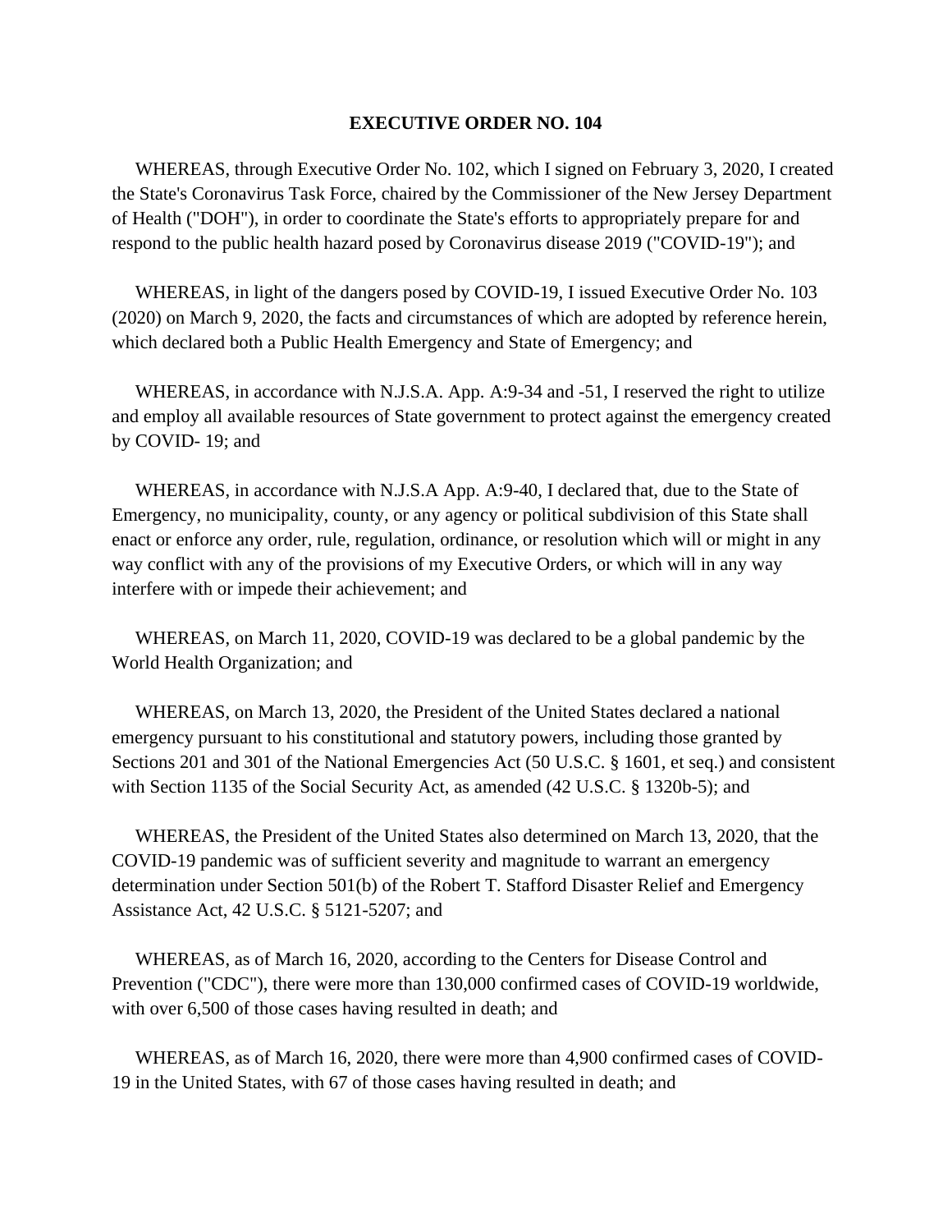# EXECUTIVE ORDER NO. 104

WHEREAS, through Executive Order No. 102, which I signed on February 3, 2020, I created the State's Coronavirus Task Force, chaired by the Commissioner of the New Jersey Department of Health ("DOH"), in order to coordinate the State's efforts to appropriately prepare for and respond to the public health hazard posed by Coronavirus disease 2019 ("COVID-19"); and

WHEREAS, in light of the dangers posed by COVID-19, I issued Executive Order No. 103 (2020) on March 9, 2020, the facts and circumstances of which are adopted by reference herein, which declared both a Public Health Emergency and State of Emergency; and

WHEREAS, in accordance with N.J.S.A. App. A:9-34 and -51, I reserved the right to utilize and employ all available resources of State government to protect against the emergency created by COVID- 19; and

WHEREAS, in accordance with N.J.S.A App. A:9-40, I declared that, due to the State of Emergency, no municipality, county, or any agency or political subdivision of this State shall enact or enforce any order, rule, regulation, ordinance, or resolution which will or might in any way conflict with any of the provisions of my Executive Orders, or which will in any way interfere with or impede their achievement; and

WHEREAS, on March 11, 2020, COVID-19 was declared to be a global pandemic by the World Health Organization; and

WHEREAS, on March 13, 2020, the President of the United States declared a national emergency pursuant to his constitutional and statutory powers, including those granted by Sections 201 and 301 of the National Emergencies Act (50 U.S.C. § 1601, et seq.) and consistent with Section 1135 of the Social Security Act, as amended (42 U.S.C. § 1320b-5); and

WHEREAS, the President of the United States also determined on March 13, 2020, that the COVID-19 pandemic was of sufficient severity and magnitude to warrant an emergency determination under Section 501(b) of the Robert T. Stafford Disaster Relief and Emergency Assistance Act, 42 U.S.C. § 5121-5207; and

WHEREAS, as of March 16, 2020, according to the Centers for Disease Control and Prevention ("CDC"), there were more than 130,000 confirmed cases of COVID-19 worldwide, with over 6,500 of those cases having resulted in death; and

WHEREAS, as of March 16, 2020, there were more than 4,900 confirmed cases of COVID-19 in the United States, with 67 of those cases having resulted in death; and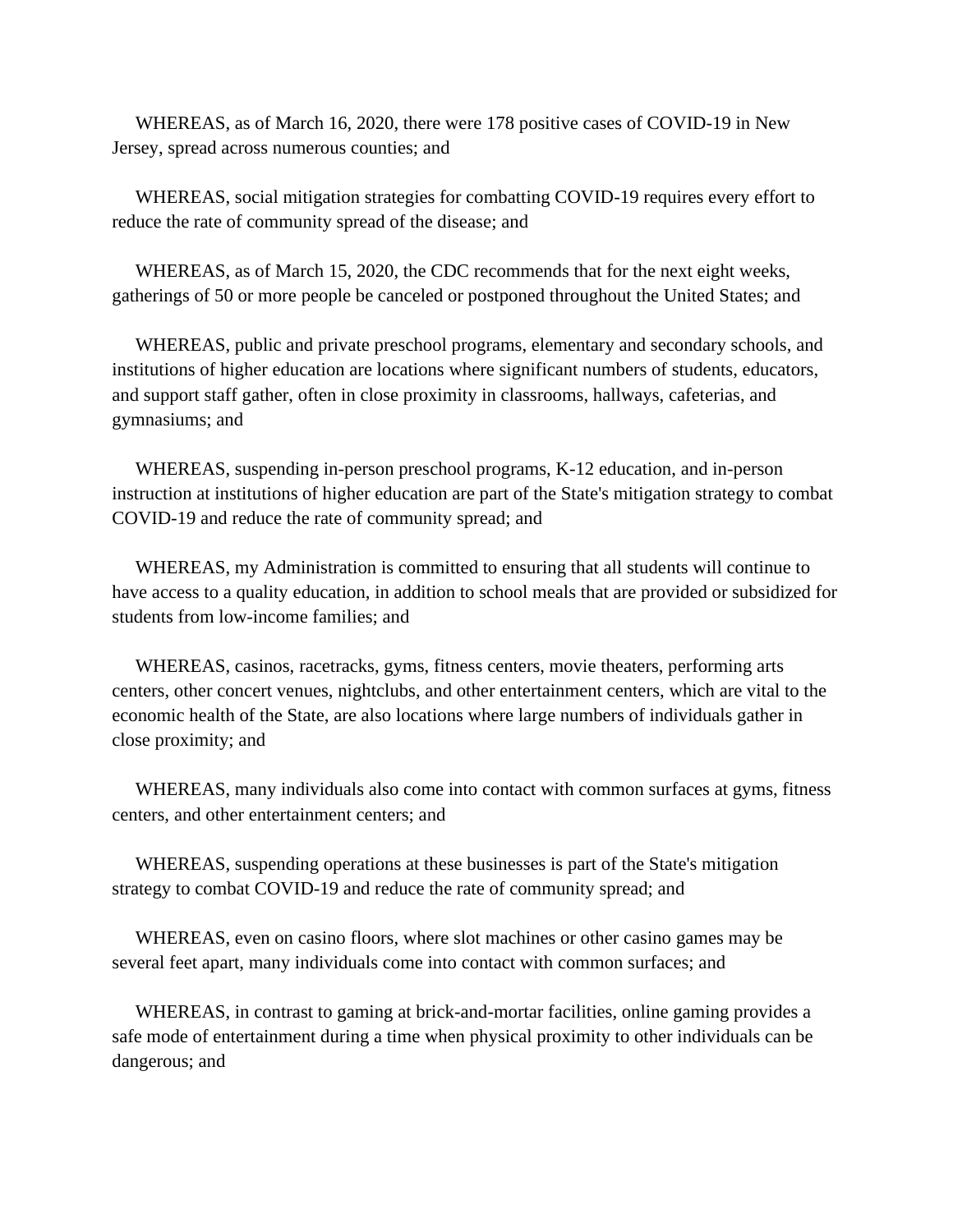WHEREAS, as of March 16, 2020, there were 178 positive cases of COVID-19 in New Jersey, spread across numerous counties; and

WHEREAS, social mitigation strategies for combatting COVID-19 requires every effort to reduce the rate of community spread of the disease; and

WHEREAS, as of March 15, 2020, the CDC recommends that for the next eight weeks, gatherings of 50 or more people be canceled or postponed throughout the United States; and

WHEREAS, public and private preschool programs, elementary and secondary schools, and institutions of higher education are locations where significant numbers of students, educators, and support staff gather, often in close proximity in classrooms, hallways, cafeterias, and gymnasiums; and

WHEREAS, suspending in-person preschool programs, K-12 education, and in-person instruction at institutions of higher education are part of the State's mitigation strategy to combat COVID-19 and reduce the rate of community spread; and

WHEREAS, my Administration is committed to ensuring that all students will continue to have access to a quality education, in addition to school meals that are provided or subsidized for students from low-income families; and

WHEREAS, casinos, racetracks, gyms, fitness centers, movie theaters, performing arts centers, other concert venues, nightclubs, and other entertainment centers, which are vital to the economic health of the State, are also locations where large numbers of individuals gather in close proximity; and

WHEREAS, many individuals also come into contact with common surfaces at gyms, fitness centers, and other entertainment centers; and

WHEREAS, suspending operations at these businesses is part of the State's mitigation strategy to combat COVID-19 and reduce the rate of community spread; and

WHEREAS, even on casino floors, where slot machines or other casino games may be several feet apart, many individuals come into contact with common surfaces; and

WHEREAS, in contrast to gaming at brick-and-mortar facilities, online gaming provides a safe mode of entertainment during a time when physical proximity to other individuals can be dangerous; and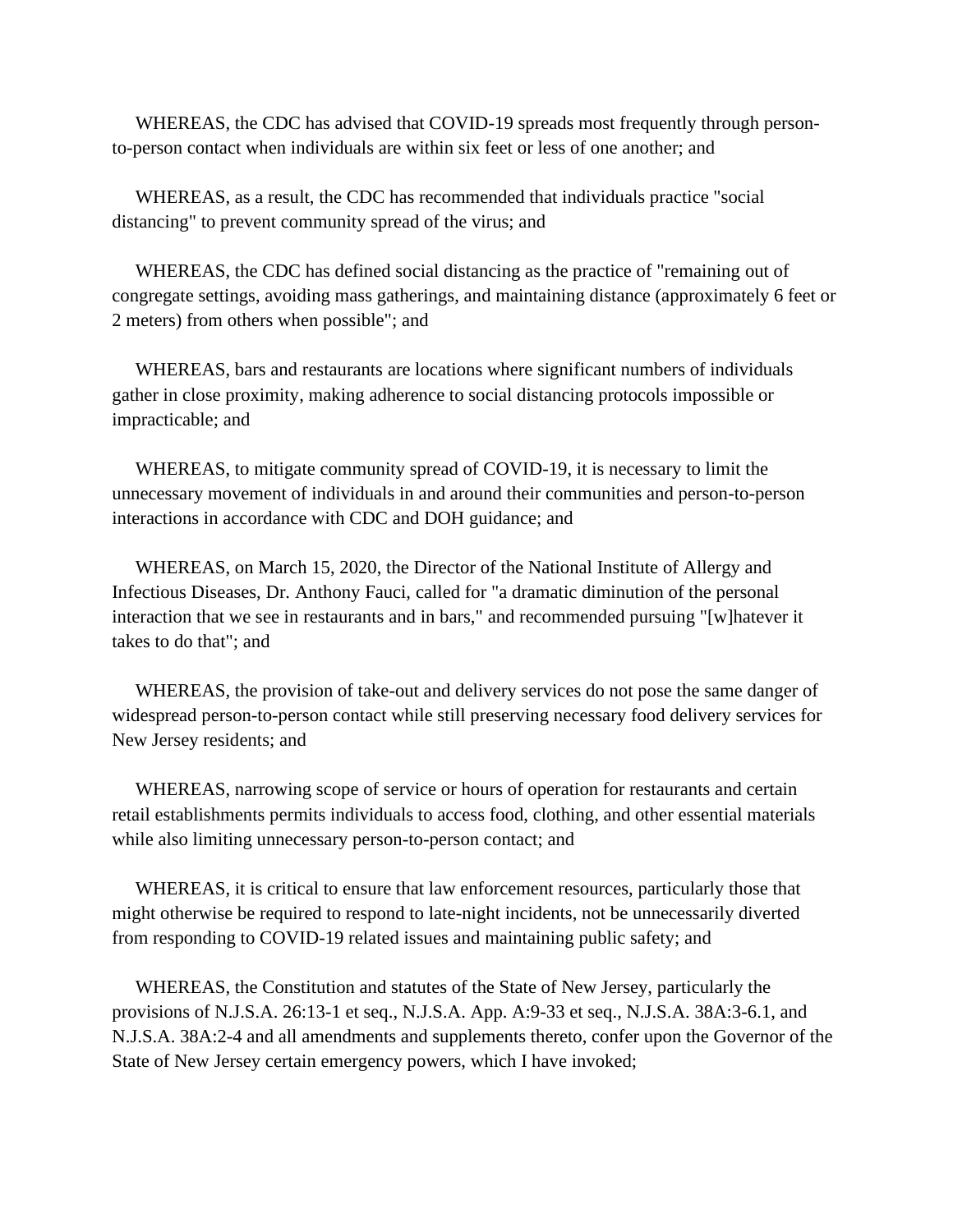WHEREAS, the CDC has advised that COVID-19 spreads most frequently through person-to-person contact when individuals are within six feet or less of one another; and

WHEREAS, as a result, the CDC has recommended that individuals practice "social distancing" to prevent community spread of the virus; and

WHEREAS, the CDC has defined social distancing as the practice of "remaining out of congregate settings, avoiding mass gatherings, and maintaining distance (approximately 6 feet or 2 meters) from others when possible"; and

WHEREAS, bars and restaurants are locations where significant numbers of individuals gather in close proximity, making adherence to social distancing protocols impossible or impracticable; and

WHEREAS, to mitigate community spread of COVID-19, it is necessary to limit the unnecessary movement of individuals in and around their communities and person-to-person interactions in accordance with CDC and DOH guidance; and

WHEREAS, on March 15, 2020, the Director of the National Institute of Allergy and Infectious Diseases, Dr. Anthony Fauci, called for "a dramatic diminution of the personal interaction that we see in restaurants and in bars," and recommended pursuing "[w]hatever it takes to do that"; and

WHEREAS, the provision of take-out and delivery services do not pose the same danger of widespread person-to-person contact while still preserving necessary food delivery services for New Jersey residents; and

WHEREAS, narrowing scope of service or hours of operation for restaurants and certain retail establishments permits individuals to access food, clothing, and other essential materials while also limiting unnecessary person-to-person contact; and

WHEREAS, it is critical to ensure that law enforcement resources, particularly those that might otherwise be required to respond to late-night incidents, not be unnecessarily diverted from responding to COVID-19 related issues and maintaining public safety; and

WHEREAS, the Constitution and statutes of the State of New Jersey, particularly the provisions of N.J.S.A. 26:13-1 et seq., N.J.S.A. App. A:9-33 et seq., N.J.S.A. 38A:3-6.1, and N.J.S.A. 38A:2-4 and all amendments and supplements thereto, confer upon the Governor of the State of New Jersey certain emergency powers, which I have invoked;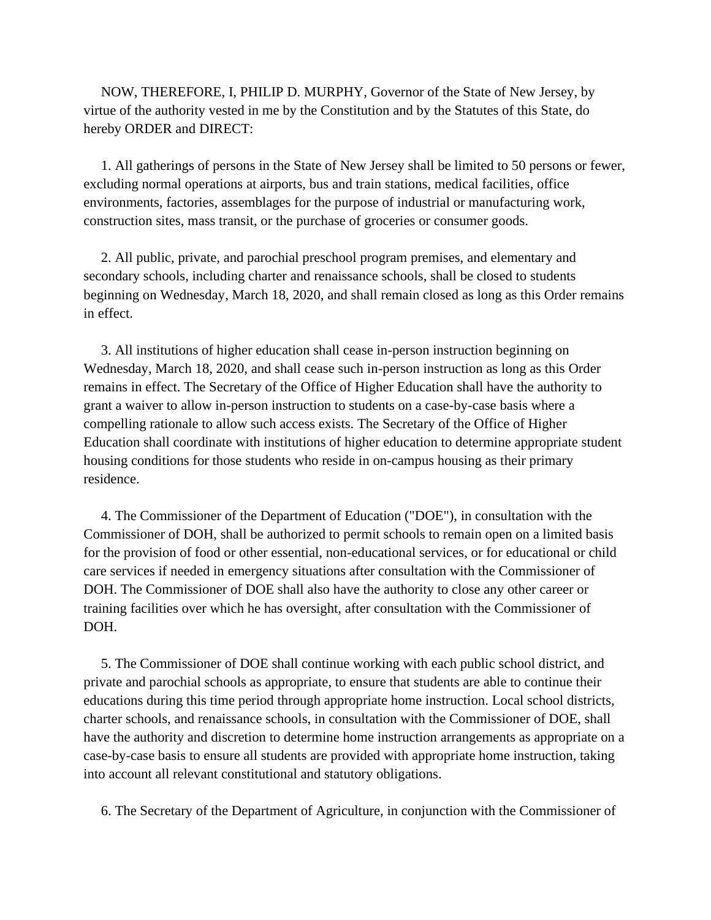NOW, THEREFORE, I, PHILIP D. MURPHY, Governor of the State of New Jersey, by virtue of the authority vested in me by the Constitution and by the Statutes of this State, do hereby ORDER and DIRECT:

1. All gatherings of persons in the State of New Jersey shall be limited to 50 persons or fewer, excluding normal operations at airports, bus and train stations, medical facilities, office environments, factories, assemblages for the purpose of industrial or manufacturing work, construction sites, mass transit, or the purchase of groceries or consumer goods.

2. All public, private, and parochial preschool program premises, and elementary and secondary schools, including charter and renaissance schools, shall be closed to students beginning on Wednesday, March 18, 2020, and shall remain closed as long as this Order remains in effect.

3. All institutions of higher education shall cease in-person instruction beginning on Wednesday, March 18, 2020, and shall cease such in-person instruction as long as this Order remains in effect. The Secretary of the Office of Higher Education shall have the authority to grant a waiver to allow in-person instruction to students on a case-by-case basis where a compelling rationale to allow such access exists. The Secretary of the Office of Higher Education shall coordinate with institutions of higher education to determine appropriate student housing conditions for those students who reside in on-campus housing as their primary residence.

4. The Commissioner of the Department of Education ("DOE"), in consultation with the Commissioner of DOH, shall be authorized to permit schools to remain open on a limited basis for the provision of food or other essential, non-educational services, or for educational or child care services if needed in emergency situations after consultation with the Commissioner of DOH. The Commissioner of DOE shall also have the authority to close any other career or training facilities over which he has oversight, after consultation with the Commissioner of DOH.

5. The Commissioner of DOE shall continue working with each public school district, and private and parochial schools as appropriate, to ensure that students are able to continue their educations during this time period through appropriate home instruction. Local school districts, charter schools, and renaissance schools, in consultation with the Commissioner of DOE, shall have the authority and discretion to determine home instruction arrangements as appropriate on a case-by-case basis to ensure all students are provided with appropriate home instruction, taking into account all relevant constitutional and statutory obligations.

6. The Secretary of the Department of Agriculture, in conjunction with the Commissioner of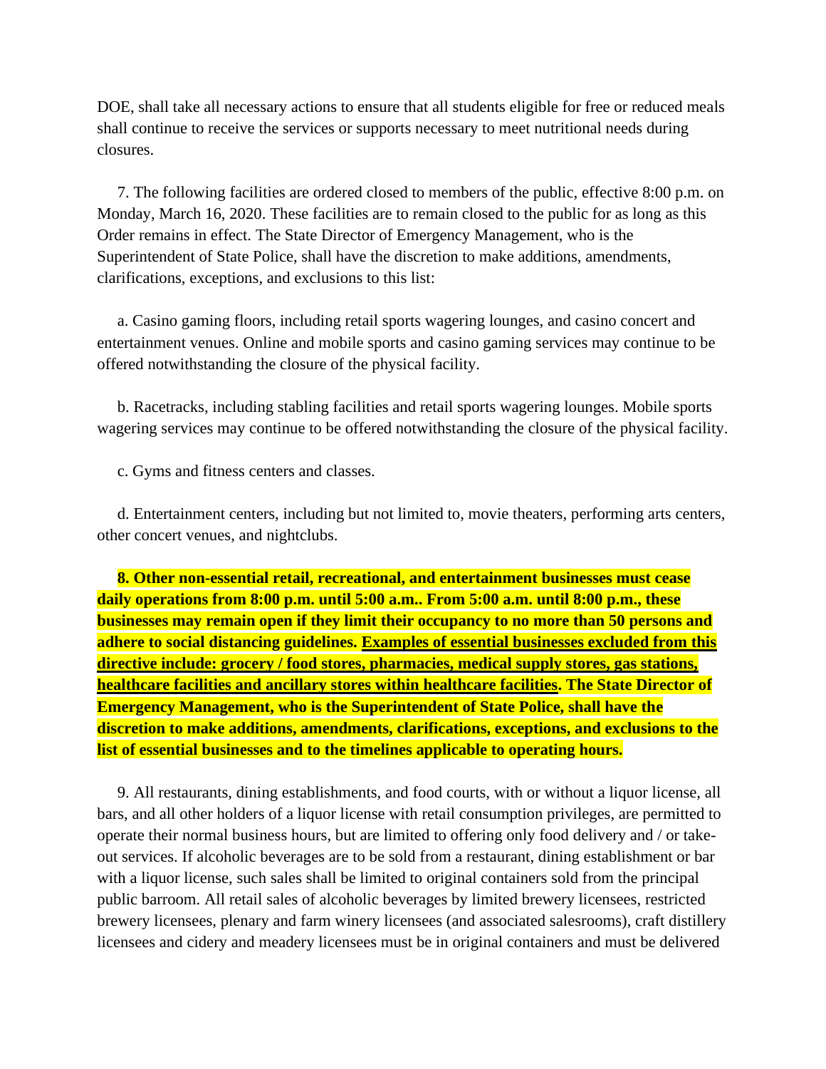DOE, shall take all necessary actions to ensure that all students eligible for free or reduced meals shall continue to receive the services or supports necessary to meet nutritional needs during closures.

7. The following facilities are ordered closed to members of the public, effective 8:00 p.m. on Monday, March 16, 2020. These facilities are to remain closed to the public for as long as this Order remains in effect. The State Director of Emergency Management, who is the Superintendent of State Police, shall have the discretion to make additions, amendments, clarifications, exceptions, and exclusions to this list:

a. Casino gaming floors, including retail sports wagering lounges, and casino concert and entertainment venues. Online and mobile sports and casino gaming services may continue to be offered notwithstanding the closure of the physical facility.

b. Racetracks, including stabling facilities and retail sports wagering lounges. Mobile sports wagering services may continue to be offered notwithstanding the closure of the physical facility.

c. Gyms and fitness centers and classes.

d. Entertainment centers, including but not limited to, movie theaters, performing arts centers, other concert venues, and nightclubs.

**8. Other non-essential retail, recreational, and entertainment businesses must cease daily operations from 8:00 p.m. until 5:00 a.m.. From 5:00 a.m. until 8:00 p.m., these businesses may remain open if they limit their occupancy to no more than 50 persons and adhere to social distancing guidelines. <u>Examples of essential businesses excluded from this directive include: grocery / food stores, pharmacies, medical supply stores, gas stations, healthcare facilities and ancillary stores within healthcare facilities</u>. The State Director of Emergency Management, who is the Superintendent of State Police, shall have the discretion to make additions, amendments, clarifications, exceptions, and exclusions to the list of essential businesses and to the timelines applicable to operating hours.**

9. All restaurants, dining establishments, and food courts, with or without a liquor license, all bars, and all other holders of a liquor license with retail consumption privileges, are permitted to operate their normal business hours, but are limited to offering only food delivery and / or take-out services. If alcoholic beverages are to be sold from a restaurant, dining establishment or bar with a liquor license, such sales shall be limited to original containers sold from the principal public barroom. All retail sales of alcoholic beverages by limited brewery licensees, restricted brewery licensees, plenary and farm winery licensees (and associated salesrooms), craft distillery licensees and cidery and meadery licensees must be in original containers and must be delivered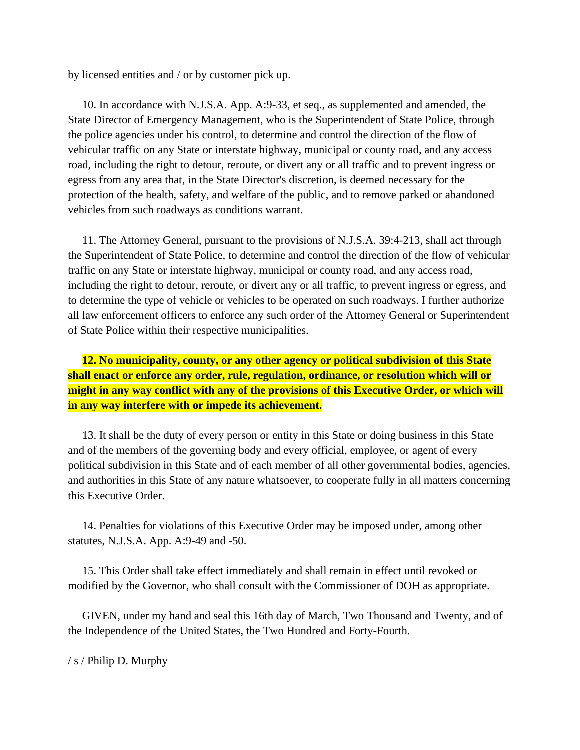by licensed entities and / or by customer pick up.

10. In accordance with N.J.S.A. App. A:9-33, et seq., as supplemented and amended, the State Director of Emergency Management, who is the Superintendent of State Police, through the police agencies under his control, to determine and control the direction of the flow of vehicular traffic on any State or interstate highway, municipal or county road, and any access road, including the right to detour, reroute, or divert any or all traffic and to prevent ingress or egress from any area that, in the State Director's discretion, is deemed necessary for the protection of the health, safety, and welfare of the public, and to remove parked or abandoned vehicles from such roadways as conditions warrant.

11. The Attorney General, pursuant to the provisions of N.J.S.A. 39:4-213, shall act through the Superintendent of State Police, to determine and control the direction of the flow of vehicular traffic on any State or interstate highway, municipal or county road, and any access road, including the right to detour, reroute, or divert any or all traffic, to prevent ingress or egress, and to determine the type of vehicle or vehicles to be operated on such roadways. I further authorize all law enforcement officers to enforce any such order of the Attorney General or Superintendent of State Police within their respective municipalities.

**12. No municipality, county, or any other agency or political subdivision of this State shall enact or enforce any order, rule, regulation, ordinance, or resolution which will or might in any way conflict with any of the provisions of this Executive Order, or which will in any way interfere with or impede its achievement.**

13. It shall be the duty of every person or entity in this State or doing business in this State and of the members of the governing body and every official, employee, or agent of every political subdivision in this State and of each member of all other governmental bodies, agencies, and authorities in this State of any nature whatsoever, to cooperate fully in all matters concerning this Executive Order.

14. Penalties for violations of this Executive Order may be imposed under, among other statutes, N.J.S.A. App. A:9-49 and -50.

15. This Order shall take effect immediately and shall remain in effect until revoked or modified by the Governor, who shall consult with the Commissioner of DOH as appropriate.

GIVEN, under my hand and seal this 16th day of March, Two Thousand and Twenty, and of the Independence of the United States, the Two Hundred and Forty-Fourth.

/ s / Philip D. Murphy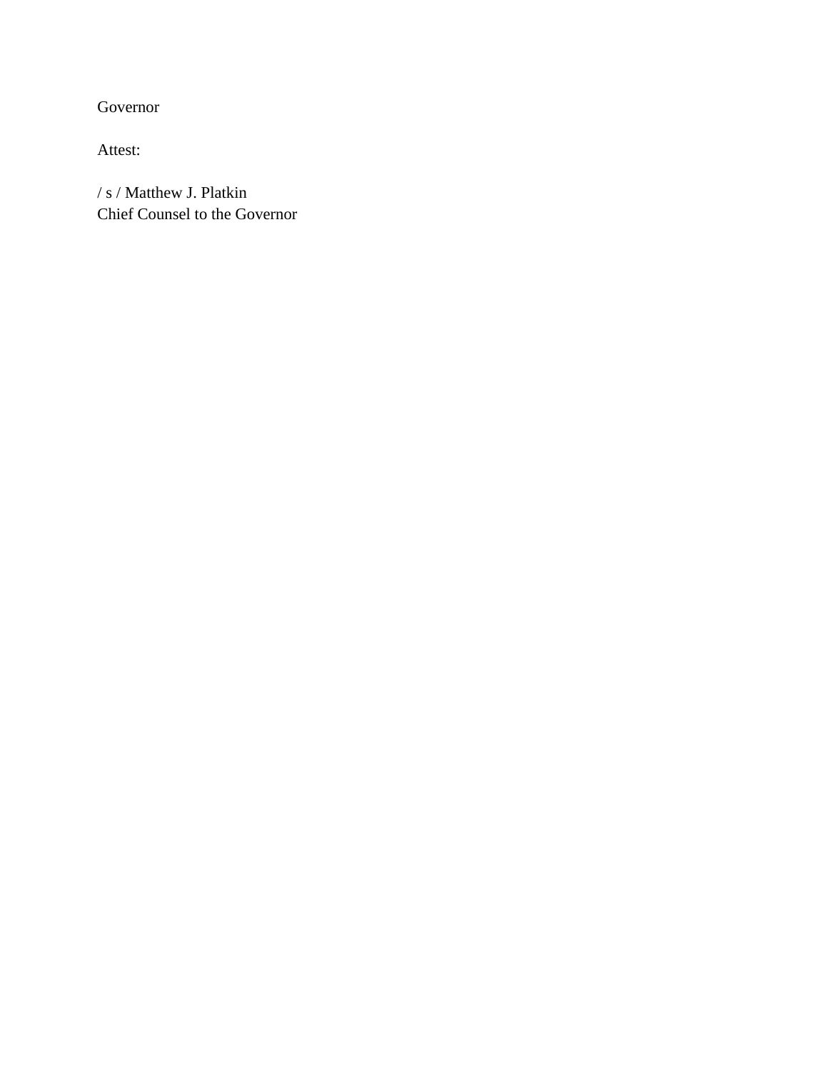Governor

Attest:

/ s / Matthew J. Platkin
Chief Counsel to the Governor